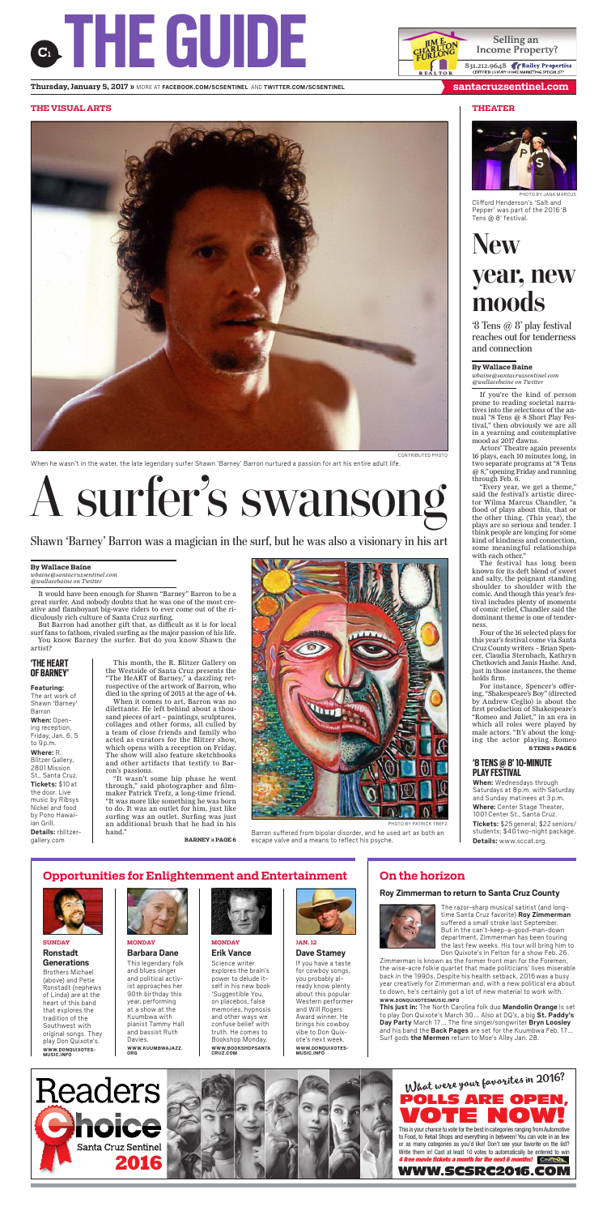# THE GUIDE

**Thursday, January 5, 2017 »** MORE AT FACEBOOK.COM/SCSENTINEL AND TWITTER.COM/SCSENTINEL

santacruzsentinel.com

Selling an Income Property? JIM E. CHARLTON FURLONG REALTOR 831.212.9648 Bailey Properties CERTIFIED LUXURY HOME MARKETING SPECIALIST

## THE VISUAL ARTS

CONTRIBUTED PHOTO

When he wasn't in the water, the late legendary surfer Shawn 'Barney' Barron nurtured a passion for art his entire adult life.

# A surfer's swansong

Shawn 'Barney' Barron was a magician in the surf, but he was also a visionary in his art

**By Wallace Baine**
*wbaine@santacruzsentinel.com*
*@wallacebaine on Twitter*

It would have been enough for Shawn "Barney" Barron to be a great surfer. And nobody doubts that he was one of the most creative and flamboyant big-wave riders to ever come out of the ridiculously rich culture of Santa Cruz surfing.

But Barron had another gift that, as difficult as it is for local surf fans to fathom, rivaled surfing as the major passion of his life.

You know Barney the surfer. But do you know Shawn the artist?

### 'THE HEART OF BARNEY'

**Featuring:** The art work of Shawn 'Barney' Barron

**When:** Opening reception, Friday, Jan. 6, 5 to 9 p.m.

**Where:** R. Blitzer Gallery, 2801 Mission St., Santa Cruz.

**Tickets:** $10 at the door. Live music by Ribsys Nickel and food by Pono Hawaiian Grill.

**Details:** rblitzergallery.com

This month, the R. Blitzer Gallery on the Westside of Santa Cruz presents the "The HeART of Barney," a dazzling retrospective of the artwork of Barron, who died in the spring of 2015 at the age of 44.

When it comes to art, Barron was no dilettante. He left behind about a thousand pieces of art – paintings, sculptures, collages and other forms, all culled by a team of close friends and family who acted as curators for the Blitzer show, which opens with a reception on Friday. The show will also feature sketchbooks and other artifacts that testify to Barron's passions.

"It wasn't some hip phase he went through," said photographer and filmmaker Patrick Trefz, a long-time friend. "It was more like something he was born to do. It was an outlet for him, just like surfing was an outlet. Surfing was just an additional brush that he had in his hand."

**BARNEY » PAGE 6**

PHOTO BY PATRICK TREFZ

Barron suffered from bipolar disorder, and he used art as both an escape valve and a means to reflect his psyche.

## THEATER

PHOTO BY JANA MARCUS

Clifford Henderson's 'Salt and Pepper' was part of the 2016 '8 Tens @ 8' festival.

# New year, new moods

'8 Tens @ 8' play festival reaches out for tenderness and connection

**By Wallace Baine**
*wbaine@santacruzsentinel.com*
*@wallacebaine on Twitter*

If you're the kind of person prone to reading societal narratives into the selections of the annual "8 Tens @ 8 Short Play Festival," then obviously we are all in a yearning and contemplative mood as 2017 dawns.

Actors' Theatre again presents 16 plays, each 10 minutes long, in two separate programs at "8 Tens @ 8," opening Friday and running through Feb. 6.

"Every year, we get a theme," said the festival's artistic director Wilma Marcus Chandler, "a flood of plays about this, that or the other thing. (This year), the plays are so serious and tender. I think people are longing for some kind of kindness and connection, some meaningful relationships with each other."

The festival has long been known for its deft blend of sweet and salty, the poignant standing shoulder to shoulder with the comic. And though this year's festival includes plenty of moments of comic relief, Chandler said the dominant theme is one of tenderness.

Four of the 16 selected plays for this year's festival come via Santa Cruz County writers – Brian Spencer, Claudia Sternbach, Kathryn Chetkovich and Janis Hashe. And, just in those instances, the theme holds firm.

For instance, Spencer's offering, "Shakespeare's Boy" (directed by Andrew Ceglio) is about the first production of Shakespeare's "Romeo and Juliet," in an era in which all roles were played by male actors. "It's about the longing the actor playing Romeo

**8 TENS » PAGE 6**

### '8 TENS @ 8' 10-MINUTE PLAY FESTIVAL

**When:** Wednesdays through Saturdays at 8 p.m. with Saturday and Sunday matinees at 3 p.m.

**Where:** Center Stage Theater, 1001 Center St., Santa Cruz.

**Tickets:** $25 general; $22 seniors/students; $40 two-night package.

**Details:** www.sccat.org.

## Opportunities for Enlightenment and Entertainment

**SUNDAY**

**Ronstadt Generations**

Brothers Michael (above) and Petie Ronstadt (nephews of Linda) are at the heart of this band that explores the tradition of the Southwest with original songs. They play Don Quixote's.

WWW.DONQUIXOTES-MUSIC.INFO

**MONDAY**

**Barbara Dane**

This legendary folk and blues singer and political activist approaches her 90th birthday this year, performing at a show at the Kuumbwa with pianist Tammy Hall and bassist Ruth Davies.

WWW.KUUMBWAJAZZ.ORG

**MONDAY**

**Erik Vance**

Science writer explores the brain's power to delude itself in his new book 'Suggestible You,' on placebos, false memories, hypnosis and other ways we confuse belief with truth. He comes to Bookshop Monday.

WWW.BOOKSHOPSANTACRUZ.COM

**JAN. 12**

**Dave Stamey**

If you have a taste for cowboy songs, you probably already know plenty about this popular Western performer and Will Rogers Award winner. He brings his cowboy vibe to Don Quixote's next week.

WWW.DONQUIXOTES-MUSIC.INFO

## On the horizon

### Roy Zimmerman to return to Santa Cruz County

The razor-sharp musical satirist (and longtime Santa Cruz favorite) **Roy Zimmerman** suffered a small stroke last September. But in the can't-keep-a-good-man-down department, Zimmerman has been touring the last few weeks. His tour will bring him to Don Quixote's in Felton for a show Feb. 26.

Zimmerman is known as the former front man for the Foremen, the wise-acre folkie quartet that made politicians' lives miserable back in the 1990s. Despite his health setback, 2016 was a busy year creatively for Zimmerman and, with a new political era about to down, he's certainly got a lot of new material to work with.

WWW.DONQUIXOTESMUSIC.INFO

**This just in:** The North Carolina folk duo **Mandolin Orange** is set to play Don Quixote's March 30 ... Also at DQ's, a big **St. Paddy's Day Party** March 17 ... The fine singer/songwriter **Bryn Loosley** and his band the **Back Pages** are set for the Kuumbwa Feb. 17 ... Surf gods **the Mermen** return to Moe's Alley Jan. 28.

Readers Choice Santa Cruz Sentinel 2016

What were your favorites in 2016? POLLS ARE OPEN, VOTE NOW!

This is your chance to vote for the best in categories ranging from Automotive to Food, to Retail Shops and everything in between! You can vote in as few or as many categories as you'd like! Don't see your favorite on the list? Write them in! Cast at least 10 votes to automatically be entered to win *4 free movie tickets a month for the next 6 months!*

WWW.SCSRC2016.COM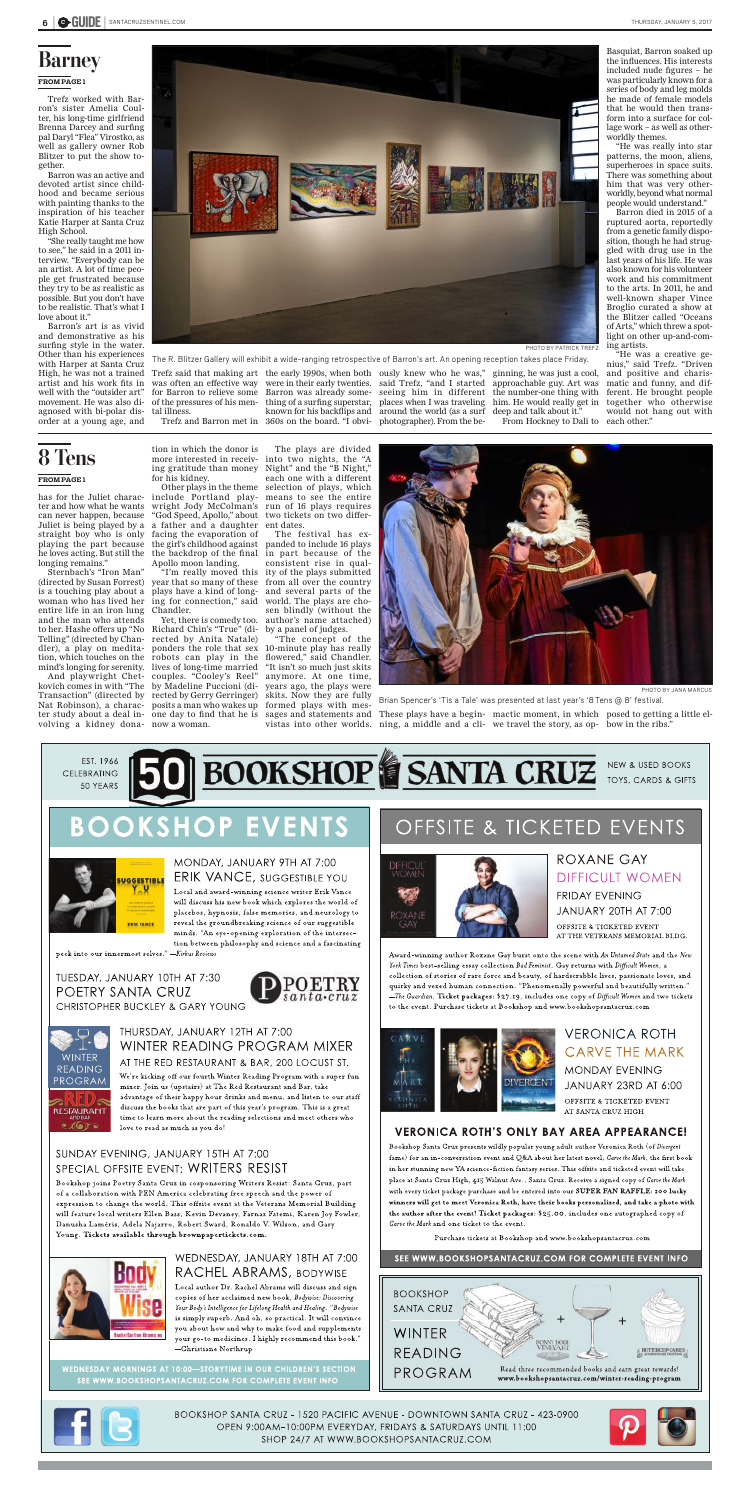## Barney

**FROM PAGE 1**

Trefz worked with Barron's sister Amelia Coulter, his long-time girlfriend Brenna Darcey and surfing pal Daryl "Flea" Virostko, as well as gallery owner Rob Blitzer to put the show together.

Barron was an active and devoted artist since childhood and became serious with painting thanks to the inspiration of his teacher Katie Harper at Santa Cruz High School.

"She really taught me how to see," he said in a 2011 interview. "Everybody can be an artist. A lot of time people get frustrated because they try to be as realistic as possible. But you don't have to be realistic. That's what I love about it."

Barron's art is as vivid and demonstrative as his surfing style in the water. Other than his experiences with Harper at Santa Cruz High, he was not a trained artist and his work fits in well with the "outsider art" movement. He was also diagnosed with bi-polar disorder at a young age, and Trefz said that making art was often an effective way for Barron to relieve some of the pressures of his mental illness.

Trefz and Barron met in the early 1990s, when both were in their early twenties. Barron was already something of a surfing superstar, known for his backflips and 360s on the board. "I obviously knew who he was," said Trefz, "and I started seeing him in different places when I was traveling around the world (as a surf photographer). From the beginning, he was just a cool, approachable guy. Art was the number-one thing with him. He would really get in deep and talk about it."

From Hockney to Dali to Basquiat, Barron soaked up the influences. His interests included nude figures – he was particularly known for a series of body and leg molds he made of female models that he would then transform into a surface for collage work – as well as otherworldly themes.

"He was really into star patterns, the moon, aliens, superheroes in space suits. There was something about him that was very otherworldly, beyond what normal people would understand."

Barron died in 2015 of a ruptured aorta, reportedly from a genetic family disposition, though he had struggled with drug use in the last years of his life. He was also known for his volunteer work and his commitment to the arts. In 2011, he and well-known shaper Vince Broglio curated a show at the Blitzer called "Oceans of Arts," which threw a spotlight on other up-and-coming artists.

"He was a creative genius," said Trefz. "Driven and positive and charismatic and funny, and different. He brought people together who otherwise would not hang out with each other."

PHOTO BY PATRICK TREFZ

The R. Blitzer Gallery will exhibit a wide-ranging retrospective of Barron's art. An opening reception takes place Friday.

## 8 Tens

**FROM PAGE 1**

has for the Juliet character and how what he wants can never happen, because Juliet is being played by a straight boy who is only playing the part because he loves acting. But still the longing remains."

Sternbach's "Iron Man" (directed by Susan Forrest) is a touching play about a woman who has lived her entire life in an iron lung and the man who attends to her. Hashe offers up "No Telling" (directed by Chandler), a play on meditation, which touches on the mind's longing for serenity.

And playwright Chetkovich comes in with "The Transaction" (directed by Nat Robinson), a character study about a deal involving a kidney donation in which the donor is more interested in receiving gratitude than money for his kidney.

Other plays in the theme include Portland playwright Jody McColman's "God Speed, Apollo," about a father and a daughter facing the evaporation of the girl's childhood against the backdrop of the final Apollo moon landing.

"I'm really moved this year that so many of these plays have a kind of longing for connection," said Chandler.

Yet, there is comedy too. Richard Chin's "True" (directed by Anita Natale) ponders the role that sex robots can play in the lives of long-time married couples. "Cooley's Reel" by Madeline Puccioni (directed by Gerry Gerringer) posits a man who wakes up one day to find that he is now a woman.

The plays are divided into two nights, the "A Night" and the "B Night," each one with a different selection of plays, which means to see the entire run of 16 plays requires two tickets on two different dates.

The festival has expanded to include 16 plays in part because of the consistent rise in quality of the plays submitted from all over the country and several parts of the world. The plays are chosen blindly (without the author's name attached) by a panel of judges.

"The concept of the 10-minute play has really flowered," said Chandler. "It isn't so much just skits anymore. At one time, years ago, the plays were skits. Now they are fully formed plays with messages and statements and vistas into other worlds. These plays have a beginning, a middle and a climactic moment, in which we travel the story, as opposed to getting a little elbow in the ribs."

PHOTO BY JANA MARCUS

Brian Spencer's 'Tis a Tale' was presented at last year's '8 Tens @ 8' festival.

EST. 1966 CELEBRATING 50 YEARS | **50 BOOKSHOP SANTA CRUZ** | NEW & USED BOOKS TOYS, CARDS & GIFTS

# BOOKSHOP EVENTS

### MONDAY, JANUARY 9TH AT 7:00
### ERIK VANCE, SUGGESTIBLE YOU

Local and award-winning science writer Erik Vance will discuss his new book which explores the world of placebos, hypnosis, false memories, and neurology to reveal the groundbreaking science of our suggestible minds. "An eye-opening exploration of the intersection between philosophy and science and a fascinating peek into our innermost selves." —*Kirkus Reviews*

### TUESDAY, JANUARY 10TH AT 7:30
### POETRY SANTA CRUZ
CHRISTOPHER BUCKLEY & GARY YOUNG

### THURSDAY, JANUARY 12TH AT 7:00
### WINTER READING PROGRAM MIXER
AT THE RED RESTAURANT & BAR, 200 LOCUST ST.

We're kicking off our fourth Winter Reading Program with a super fun mixer. Join us (upstairs) at The Red Restaurant and Bar, take advantage of their happy hour drinks and menu, and listen to our staff discuss the books that are part of this year's program. This is a great time to learn more about the reading selections and meet others who love to read as much as you do!

### SUNDAY EVENING, JANUARY 15TH AT 7:00
### SPECIAL OFFSITE EVENT: WRITERS RESIST

Bookshop joins Poetry Santa Cruz in cosponsoring Writers Resist: Santa Cruz, part of a collaboration with PEN America celebrating free speech and the power of expression to change the world. This offsite event at the Veterans Memorial Building will feature local writers Ellen Bass, Kevin Devaney, Farnaz Fatemi, Karen Joy Fowler, Danusha Laméris, Adela Najarro, Robert Sward, Ronaldo V. Wilson, and Gary Young. **Tickets available through brownpapertickets.com.**

### WEDNESDAY, JANUARY 18TH AT 7:00
### RACHEL ABRAMS, BODYWISE

Local author Dr. Rachel Abrams will discuss and sign copies of her acclaimed new book, *Bodywise: Discovering Your Body's Intelligence for Lifelong Health and Healing*. "*Bodywise* is simply superb. And oh, so practical. It will convince you about how and why to make food and supplements your go-to medicines. I highly recommend this book." —Christiane Northrup

**WEDNESDAY MORNINGS AT 10:00—STORYTIME IN OUR CHILDREN'S SECTION**
**SEE WWW.BOOKSHOPSANTACRUZ.COM FOR COMPLETE EVENT INFO**

# OFFSITE & TICKETED EVENTS

### ROXANE GAY
### DIFFICULT WOMEN
FRIDAY EVENING
JANUARY 20TH AT 7:00
OFFSITE & TICKETED EVENT
AT THE VETERANS MEMORIAL BLDG.

Award-winning author Roxane Gay burst onto the scene with *An Untamed State* and the *New York Times* best-selling essay collection *Bad Feminist*. Gay returns with *Difficult Women*, a collection of stories of rare force and beauty, of hardscrabble lives, passionate loves, and quirky and vexed human connection. "Phenomenally powerful and beautifully written." —*The Guardian*. **Ticket packages: $27.13, includes one copy of *Difficult Women* and two tickets to the event. Purchase tickets at Bookshop and www.bookshopsantacruz.com**

### VERONICA ROTH
### CARVE THE MARK
MONDAY EVENING
JANUARY 23RD AT 6:00
OFFSITE & TICKETED EVENT
AT SANTA CRUZ HIGH

### VERONICA ROTH'S ONLY BAY AREA APPEARANCE!

Bookshop Santa Cruz presents wildly popular young adult author Veronica Roth (of *Divergent* fame) for an in-conversation event and Q&A about her latest novel, *Carve the Mark*, the first book in her stunning new YA science-fiction fantasy series. This offsite and ticketed event will take place at Santa Cruz High, 415 Walnut Ave., Santa Cruz. Receive a signed copy of *Carve the Mark* with every ticket package purchase and be entered into our **SUPER FAN RAFFLE: 100 lucky winners will get to meet Veronica Roth, have their books personalized, and take a photo with the author after the event! Ticket packages: $25.00, includes one autographed copy of *Carve the Mark* and one ticket to the event.**

Purchase tickets at Bookshop and www.bookshopsantacruz.com

**SEE WWW.BOOKSHOPSANTACRUZ.COM FOR COMPLETE EVENT INFO**

BOOKSHOP SANTA CRUZ WINTER READING PROGRAM
Read three recommended books and earn great rewards!
www.bookshopsantacruz.com/winter-reading-program

BOOKSHOP SANTA CRUZ • 1520 PACIFIC AVENUE • DOWNTOWN SANTA CRUZ • 423-0900
OPEN 9:00AM–10:00PM EVERYDAY, FRIDAYS & SATURDAYS UNTIL 11:00
SHOP 24/7 AT WWW.BOOKSHOPSANTACRUZ.COM